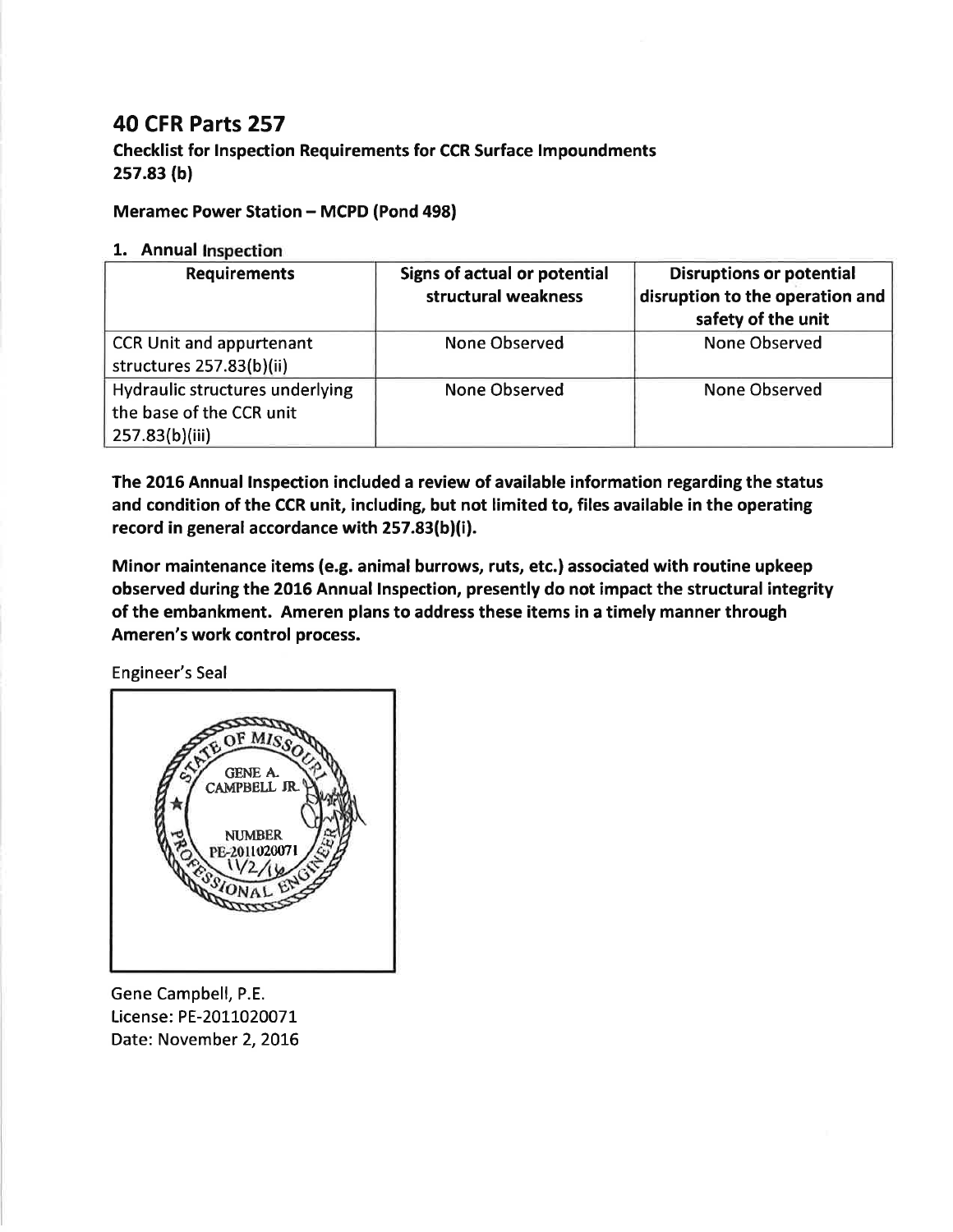# 40 CFR Parts 257

**Checklist for Inspection Requirements for CCR Surface Impoundments 257.83 (b)**

**Meramec Power Station – MCPD (Pond 498)**

## 1. Annual Inspection

| Requirements | Signs of actual or potential structural weakness | Disruptions or potential disruption to the operation and safety of the unit |
|---|---|---|
| CCR Unit and appurtenant structures 257.83(b)(ii) | None Observed | None Observed |
| Hydraulic structures underlying the base of the CCR unit 257.83(b)(iii) | None Observed | None Observed |

**The 2016 Annual Inspection included a review of available information regarding the status and condition of the CCR unit, including, but not limited to, files available in the operating record in general accordance with 257.83(b)(i).**

**Minor maintenance items (e.g. animal burrows, ruts, etc.) associated with routine upkeep observed during the 2016 Annual Inspection, presently do not impact the structural integrity of the embankment. Ameren plans to address these items in a timely manner through Ameren's work control process.**

Engineer's Seal

STATE OF MISSOURI
GENE A. CAMPBELL JR.
NUMBER PE-2011020071
11/2/16
PROFESSIONAL ENGINEER

Gene Campbell, P.E.
License: PE-2011020071
Date: November 2, 2016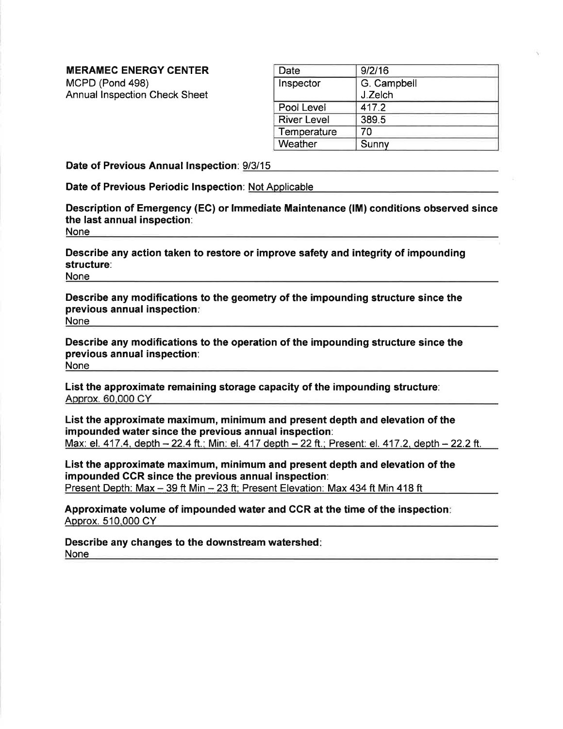**MERAMEC ENERGY CENTER**
MCPD (Pond 498)
Annual Inspection Check Sheet

| | |
|---|---|
| Date | 9/2/16 |
| Inspector | G. Campbell J.Zelch |
| Pool Level | 417.2 |
| River Level | 389.5 |
| Temperature | 70 |
| Weather | Sunny |

**Date of Previous Annual Inspection**: 9/3/15

**Date of Previous Periodic Inspection**: Not Applicable

**Description of Emergency (EC) or Immediate Maintenance (IM) conditions observed since the last annual inspection**:
None

**Describe any action taken to restore or improve safety and integrity of impounding structure**:
None

**Describe any modifications to the geometry of the impounding structure since the previous annual inspection**:
None

**Describe any modifications to the operation of the impounding structure since the previous annual inspection**:
None

**List the approximate remaining storage capacity of the impounding structure**:
Approx. 60,000 CY

**List the approximate maximum, minimum and present depth and elevation of the impounded water since the previous annual inspection**:
Max: el. 417.4, depth – 22.4 ft.; Min: el. 417 depth – 22 ft.; Present: el. 417.2, depth – 22.2 ft.

**List the approximate maximum, minimum and present depth and elevation of the impounded CCR since the previous annual inspection**:
Present Depth: Max – 39 ft Min – 23 ft; Present Elevation: Max 434 ft Min 418 ft

**Approximate volume of impounded water and CCR at the time of the inspection**:
Approx. 510,000 CY

**Describe any changes to the downstream watershed**:
None